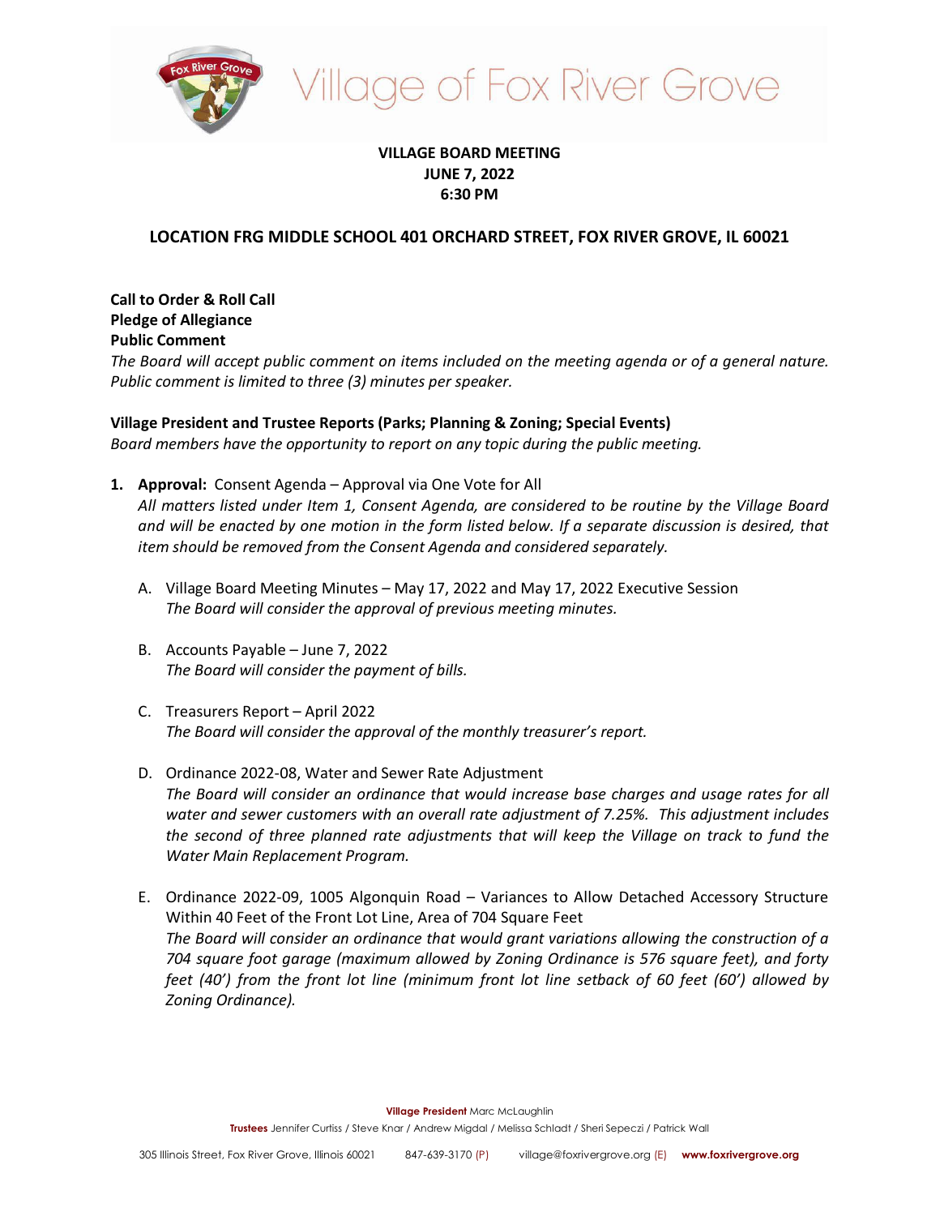# Village of Fox River Grove

**VILLAGE BOARD MEETING**
**JUNE 7, 2022**
**6:30 PM**

**LOCATION FRG MIDDLE SCHOOL 401 ORCHARD STREET, FOX RIVER GROVE, IL 60021**

**Call to Order & Roll Call**
**Pledge of Allegiance**
**Public Comment**
*The Board will accept public comment on items included on the meeting agenda or of a general nature. Public comment is limited to three (3) minutes per speaker.*

**Village President and Trustee Reports (Parks; Planning & Zoning; Special Events)**
*Board members have the opportunity to report on any topic during the public meeting.*

1. **Approval:** Consent Agenda – Approval via One Vote for All
   *All matters listed under Item 1, Consent Agenda, are considered to be routine by the Village Board and will be enacted by one motion in the form listed below. If a separate discussion is desired, that item should be removed from the Consent Agenda and considered separately.*

   A. Village Board Meeting Minutes – May 17, 2022 and May 17, 2022 Executive Session
   *The Board will consider the approval of previous meeting minutes.*

   B. Accounts Payable – June 7, 2022
   *The Board will consider the payment of bills.*

   C. Treasurers Report – April 2022
   *The Board will consider the approval of the monthly treasurer's report.*

   D. Ordinance 2022-08, Water and Sewer Rate Adjustment
   *The Board will consider an ordinance that would increase base charges and usage rates for all water and sewer customers with an overall rate adjustment of 7.25%. This adjustment includes the second of three planned rate adjustments that will keep the Village on track to fund the Water Main Replacement Program.*

   E. Ordinance 2022-09, 1005 Algonquin Road – Variances to Allow Detached Accessory Structure Within 40 Feet of the Front Lot Line, Area of 704 Square Feet
   *The Board will consider an ordinance that would grant variations allowing the construction of a 704 square foot garage (maximum allowed by Zoning Ordinance is 576 square feet), and forty feet (40') from the front lot line (minimum front lot line setback of 60 feet (60') allowed by Zoning Ordinance).*

**Village President** Marc McLaughlin
**Trustees** Jennifer Curtiss / Steve Knar / Andrew Migdal / Melissa Schladt / Sheri Sepeczi / Patrick Wall

305 Illinois Street, Fox River Grove, Illinois 60021 847-639-3170 (P) village@foxrivergrove.org (E) **www.foxrivergrove.org**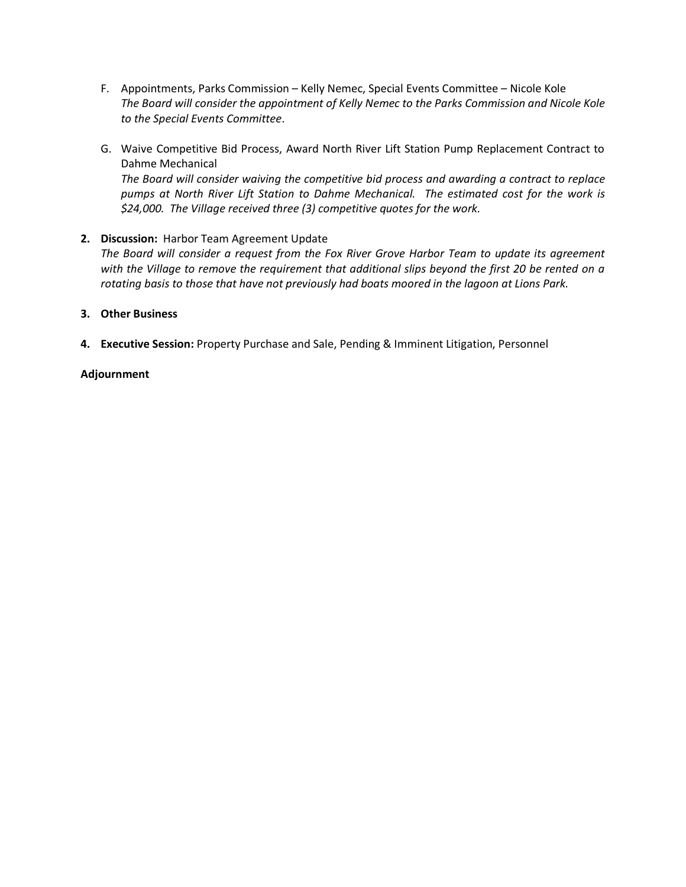F. Appointments, Parks Commission – Kelly Nemec, Special Events Committee – Nicole Kole
   *The Board will consider the appointment of Kelly Nemec to the Parks Commission and Nicole Kole to the Special Events Committee*.

G. Waive Competitive Bid Process, Award North River Lift Station Pump Replacement Contract to Dahme Mechanical
   *The Board will consider waiving the competitive bid process and awarding a contract to replace pumps at North River Lift Station to Dahme Mechanical. The estimated cost for the work is $24,000. The Village received three (3) competitive quotes for the work.*

**2. Discussion:** Harbor Team Agreement Update
*The Board will consider a request from the Fox River Grove Harbor Team to update its agreement with the Village to remove the requirement that additional slips beyond the first 20 be rented on a rotating basis to those that have not previously had boats moored in the lagoon at Lions Park.*

**3. Other Business**

**4. Executive Session:** Property Purchase and Sale, Pending & Imminent Litigation, Personnel

**Adjournment**